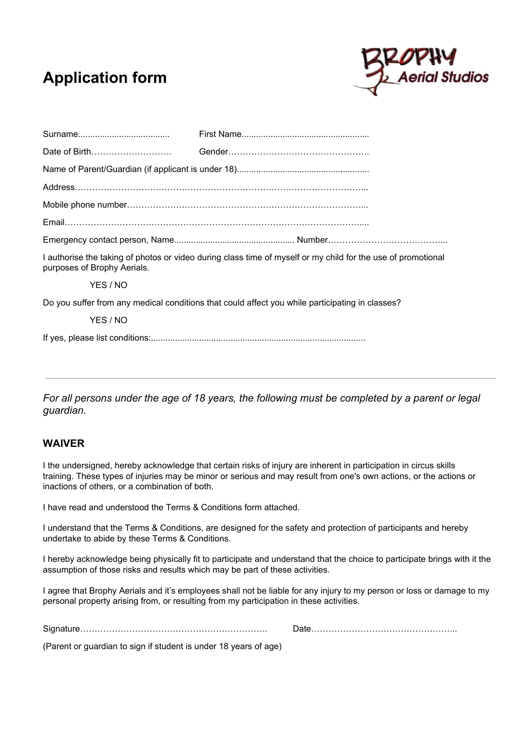# Application form

Surname......................................  First Name.....................................................

Date of Birth……………………….  Gender………………………………………….

Name of Parent/Guardian (if applicant is under 18)......................................................

Address…………………………………………………………………………………...

Mobile phone number………………………………………………………………….....

Email……………………………………………………………………………………....

Emergency contact person, Name................................................. Number…………………………………..

I authorise the taking of photos or video during class time of myself or my child for the use of promotional purposes of Brophy Aerials.

YES / NO

Do you suffer from any medical conditions that could affect you while participating in classes?

YES / NO

If yes, please list conditions:.........................................................................................

---

*For all persons under the age of 18 years, the following must be completed by a parent or legal guardian.*

## WAIVER

I the undersigned, hereby acknowledge that certain risks of injury are inherent in participation in circus skills training. These types of injuries may be minor or serious and may result from one's own actions, or the actions or inactions of others, or a combination of both.

I have read and understood the Terms & Conditions form attached.

I understand that the Terms & Conditions, are designed for the safety and protection of participants and hereby undertake to abide by these Terms & Conditions.

I hereby acknowledge being physically fit to participate and understand that the choice to participate brings with it the assumption of those risks and results which may be part of these activities.

I agree that Brophy Aerials and it's employees shall not be liable for any injury to my person or loss or damage to my personal property arising from, or resulting from my participation in these activities.

Signature……………………………………………………….  Date…………………………………………...

(Parent or guardian to sign if student is under 18 years of age)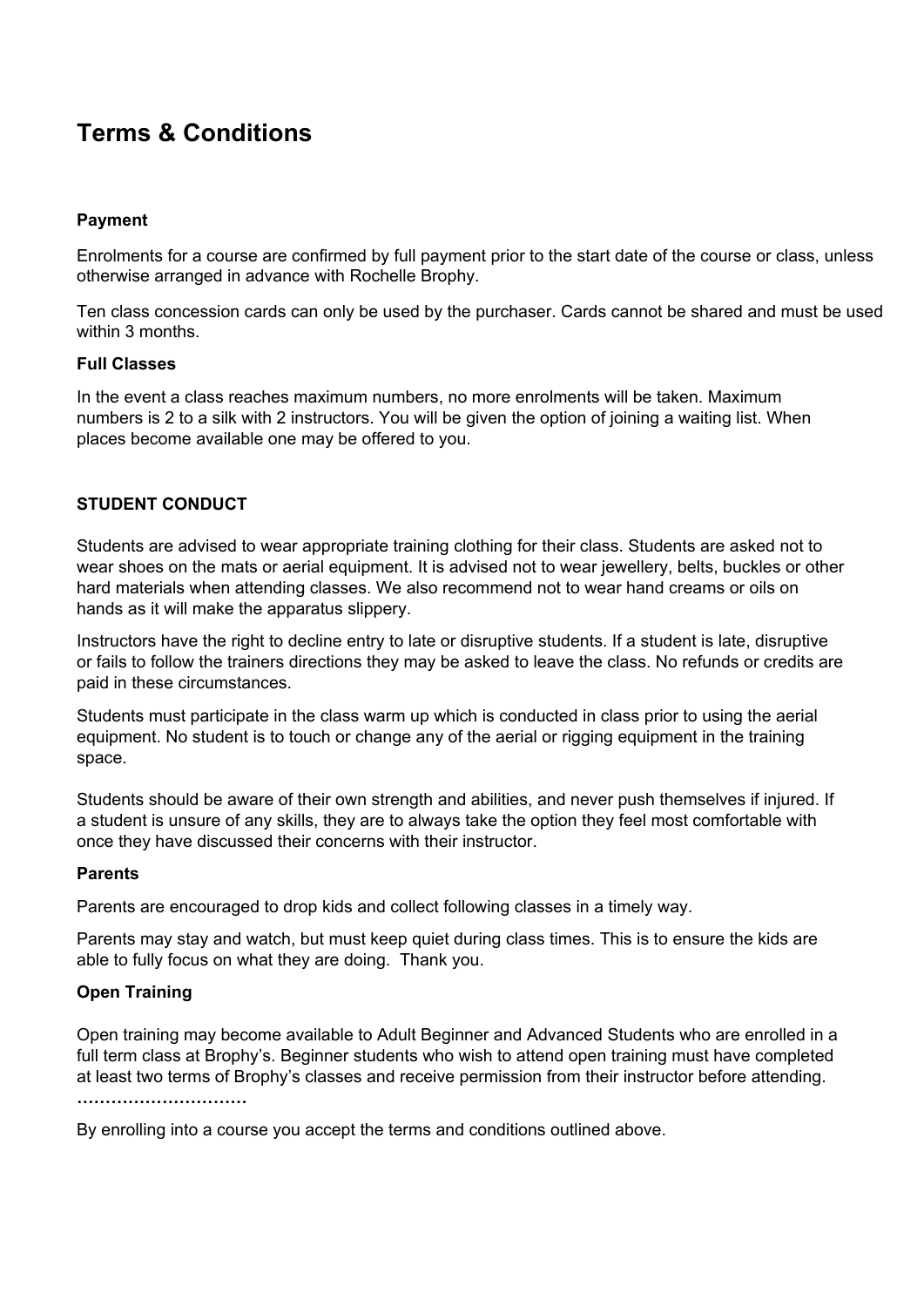# Terms & Conditions

**Payment**

Enrolments for a course are confirmed by full payment prior to the start date of the course or class, unless otherwise arranged in advance with Rochelle Brophy.

Ten class concession cards can only be used by the purchaser. Cards cannot be shared and must be used within 3 months.

**Full Classes**

In the event a class reaches maximum numbers, no more enrolments will be taken. Maximum numbers is 2 to a silk with 2 instructors. You will be given the option of joining a waiting list. When places become available one may be offered to you.

**STUDENT CONDUCT**

Students are advised to wear appropriate training clothing for their class. Students are asked not to wear shoes on the mats or aerial equipment. It is advised not to wear jewellery, belts, buckles or other hard materials when attending classes. We also recommend not to wear hand creams or oils on hands as it will make the apparatus slippery.

Instructors have the right to decline entry to late or disruptive students. If a student is late, disruptive or fails to follow the trainers directions they may be asked to leave the class. No refunds or credits are paid in these circumstances.

Students must participate in the class warm up which is conducted in class prior to using the aerial equipment. No student is to touch or change any of the aerial or rigging equipment in the training space.

Students should be aware of their own strength and abilities, and never push themselves if injured. If a student is unsure of any skills, they are to always take the option they feel most comfortable with once they have discussed their concerns with their instructor.

**Parents**

Parents are encouraged to drop kids and collect following classes in a timely way.

Parents may stay and watch, but must keep quiet during class times. This is to ensure the kids are able to fully focus on what they are doing. Thank you.

**Open Training**

Open training may become available to Adult Beginner and Advanced Students who are enrolled in a full term class at Brophy's. Beginner students who wish to attend open training must have completed at least two terms of Brophy's classes and receive permission from their instructor before attending.

**…………………………**

By enrolling into a course you accept the terms and conditions outlined above.